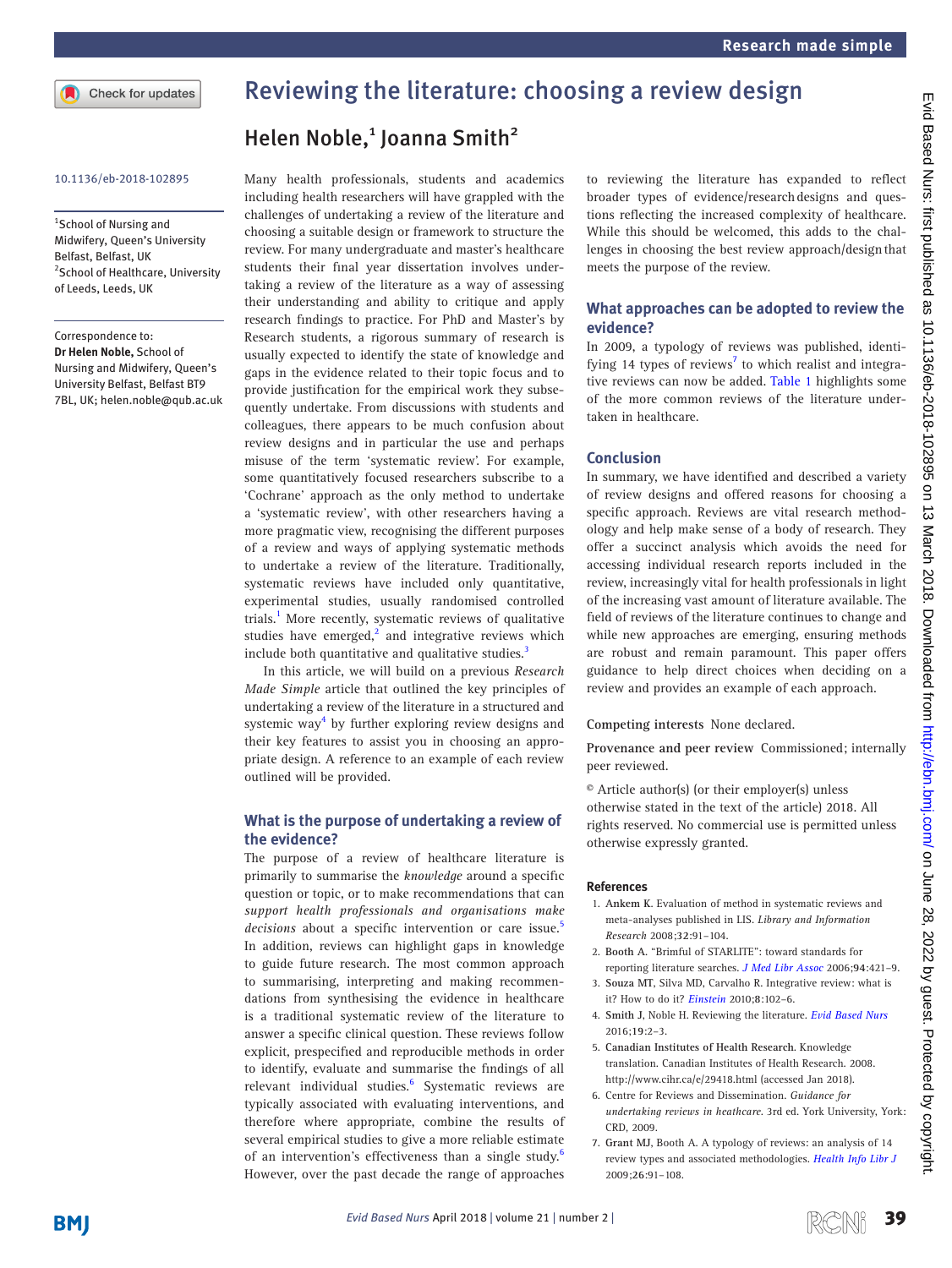# Reviewing the literature: choosing a review design

## Helen Noble,[1] Joanna Smith[2]

10.1136/eb-2018-102895

[1]School of Nursing and Midwifery, Queen's University Belfast, Belfast, UK
[2]School of Healthcare, University of Leeds, Leeds, UK

Correspondence to: **Dr Helen Noble,** School of Nursing and Midwifery, Queen's University Belfast, Belfast BT9 7BL, UK; helen.noble@qub.ac.uk

Many health professionals, students and academics including health researchers will have grappled with the challenges of undertaking a review of the literature and choosing a suitable design or framework to structure the review. For many undergraduate and master's healthcare students their final year dissertation involves undertaking a review of the literature as a way of assessing their understanding and ability to critique and apply research findings to practice. For PhD and Master's by Research students, a rigorous summary of research is usually expected to identify the state of knowledge and gaps in the evidence related to their topic focus and to provide justification for the empirical work they subsequently undertake. From discussions with students and colleagues, there appears to be much confusion about review designs and in particular the use and perhaps misuse of the term 'systematic review'. For example, some quantitatively focused researchers subscribe to a 'Cochrane' approach as the only method to undertake a 'systematic review', with other researchers having a more pragmatic view, recognising the different purposes of a review and ways of applying systematic methods to undertake a review of the literature. Traditionally, systematic reviews have included only quantitative, experimental studies, usually randomised controlled trials.[1] More recently, systematic reviews of qualitative studies have emerged,[2] and integrative reviews which include both quantitative and qualitative studies.[3]

In this article, we will build on a previous *Research Made Simple* article that outlined the key principles of undertaking a review of the literature in a structured and systemic way[4] by further exploring review designs and their key features to assist you in choosing an appropriate design. A reference to an example of each review outlined will be provided.

### What is the purpose of undertaking a review of the evidence?

The purpose of a review of healthcare literature is primarily to summarise the *knowledge* around a specific question or topic, or to make recommendations that can *support health professionals and organisations make decisions* about a specific intervention or care issue.[5] In addition, reviews can highlight gaps in knowledge to guide future research. The most common approach to summarising, interpreting and making recommendations from synthesising the evidence in healthcare is a traditional systematic review of the literature to answer a specific clinical question. These reviews follow explicit, prespecified and reproducible methods in order to identify, evaluate and summarise the findings of all relevant individual studies.[6] Systematic reviews are typically associated with evaluating interventions, and therefore where appropriate, combine the results of several empirical studies to give a more reliable estimate of an intervention's effectiveness than a single study.[6] However, over the past decade the range of approaches to reviewing the literature has expanded to reflect broader types of evidence/research designs and questions reflecting the increased complexity of healthcare. While this should be welcomed, this adds to the challenges in choosing the best review approach/design that meets the purpose of the review.

### What approaches can be adopted to review the evidence?

In 2009, a typology of reviews was published, identifying 14 types of reviews[7] to which realist and integrative reviews can now be added. Table 1 highlights some of the more common reviews of the literature undertaken in healthcare.

### Conclusion

In summary, we have identified and described a variety of review designs and offered reasons for choosing a specific approach. Reviews are vital research methodology and help make sense of a body of research. They offer a succinct analysis which avoids the need for accessing individual research reports included in the review, increasingly vital for health professionals in light of the increasing vast amount of literature available. The field of reviews of the literature continues to change and while new approaches are emerging, ensuring methods are robust and remain paramount. This paper offers guidance to help direct choices when deciding on a review and provides an example of each approach.

**Competing interests** None declared.

**Provenance and peer review** Commissioned; internally peer reviewed.

© Article author(s) (or their employer(s) unless otherwise stated in the text of the article) 2018. All rights reserved. No commercial use is permitted unless otherwise expressly granted.

### References

1. **Ankem K**. Evaluation of method in systematic reviews and meta-analyses published in LIS. *Library and Information Research* 2008;**32**:91–104.
2. **Booth A**. "Brimful of STARLITE": toward standards for reporting literature searches. *J Med Libr Assoc* 2006;**94**:421–9.
3. **Souza MT**, Silva MD, Carvalho R. Integrative review: what is it? How to do it? *Einstein* 2010;**8**:102–6.
4. **Smith J**, Noble H. Reviewing the literature. *Evid Based Nurs* 2016;**19**:2–3.
5. **Canadian Institutes of Health Research**. Knowledge translation. Canadian Institutes of Health Research. 2008. http://www.cihr.ca/e/29418.html (accessed Jan 2018).
6. **Centre for Reviews and Dissemination**. *Guidance for undertaking reviews in heathcare*. 3rd ed. York University, York: CRD, 2009.
7. **Grant MJ**, Booth A. A typology of reviews: an analysis of 14 review types and associated methodologies. *Health Info Libr J* 2009;**26**:91–108.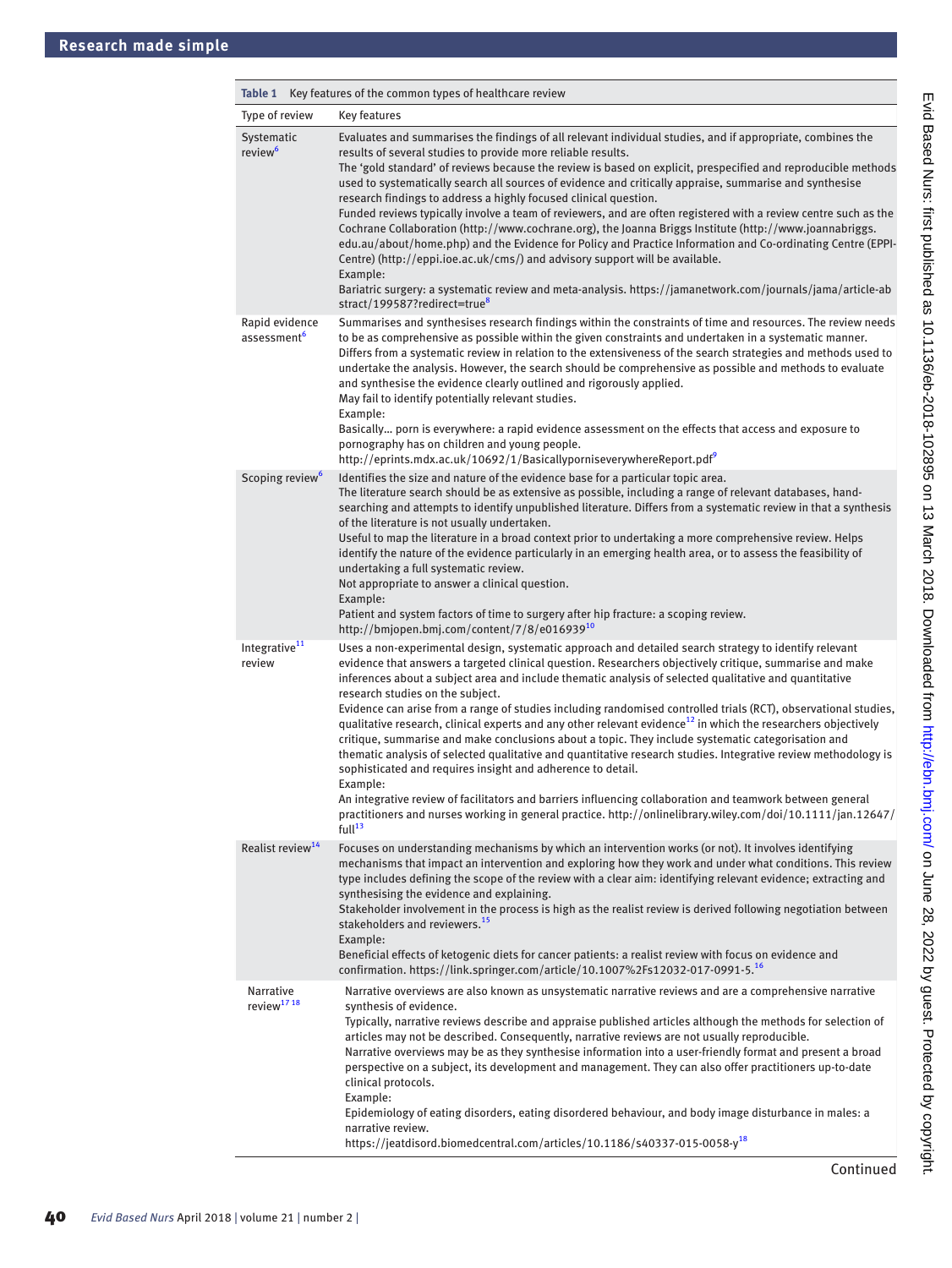Table 1 Key features of the common types of healthcare review

| Type of review | Key features |
|---|---|
| Systematic review[6] | Evaluates and summarises the findings of all relevant individual studies, and if appropriate, combines the results of several studies to provide more reliable results.<br>The 'gold standard' of reviews because the review is based on explicit, prespecified and reproducible methods used to systematically search all sources of evidence and critically appraise, summarise and synthesise research findings to address a highly focused clinical question.<br>Funded reviews typically involve a team of reviewers, and are often registered with a review centre such as the Cochrane Collaboration (http://www.cochrane.org), the Joanna Briggs Institute (http://www.joannabriggs.edu.au/about/home.php) and the Evidence for Policy and Practice Information and Co-ordinating Centre (EPPI-Centre) (http://eppi.ioe.ac.uk/cms/) and advisory support will be available.<br>Example:<br>Bariatric surgery: a systematic review and meta-analysis. https://jamanetwork.com/journals/jama/article-abstract/199587?redirect=true[8] |
| Rapid evidence assessment[6] | Summarises and synthesises research findings within the constraints of time and resources. The review needs to be as comprehensive as possible within the given constraints and undertaken in a systematic manner.<br>Differs from a systematic review in relation to the extensiveness of the search strategies and methods used to undertake the analysis. However, the search should be comprehensive as possible and methods to evaluate and synthesise the evidence clearly outlined and rigorously applied.<br>May fail to identify potentially relevant studies.<br>Example:<br>Basically… porn is everywhere: a rapid evidence assessment on the effects that access and exposure to pornography has on children and young people.<br>http://eprints.mdx.ac.uk/10692/1/BasicallyporniseverywhereReport.pdf[9] |
| Scoping review[6] | Identifies the size and nature of the evidence base for a particular topic area.<br>The literature search should be as extensive as possible, including a range of relevant databases, hand-searching and attempts to identify unpublished literature. Differs from a systematic review in that a synthesis of the literature is not usually undertaken.<br>Useful to map the literature in a broad context prior to undertaking a more comprehensive review. Helps identify the nature of the evidence particularly in an emerging health area, or to assess the feasibility of undertaking a full systematic review.<br>Not appropriate to answer a clinical question.<br>Example:<br>Patient and system factors of time to surgery after hip fracture: a scoping review.<br>http://bmjopen.bmj.com/content/7/8/e016939[10] |
| Integrative[11] review | Uses a non-experimental design, systematic approach and detailed search strategy to identify relevant evidence that answers a targeted clinical question. Researchers objectively critique, summarise and make inferences about a subject area and include thematic analysis of selected qualitative and quantitative research studies on the subject.<br>Evidence can arise from a range of studies including randomised controlled trials (RCT), observational studies, qualitative research, clinical experts and any other relevant evidence[12] in which the researchers objectively critique, summarise and make conclusions about a topic. They include systematic categorisation and thematic analysis of selected qualitative and quantitative research studies. Integrative review methodology is sophisticated and requires insight and adherence to detail.<br>Example:<br>An integrative review of facilitators and barriers influencing collaboration and teamwork between general practitioners and nurses working in general practice. http://onlinelibrary.wiley.com/doi/10.1111/jan.12647/full[13] |
| Realist review[14] | Focuses on understanding mechanisms by which an intervention works (or not). It involves identifying mechanisms that impact an intervention and exploring how they work and under what conditions. This review type includes defining the scope of the review with a clear aim: identifying relevant evidence; extracting and synthesising the evidence and explaining.<br>Stakeholder involvement in the process is high as the realist review is derived following negotiation between stakeholders and reviewers.[15]<br>Example:<br>Beneficial effects of ketogenic diets for cancer patients: a realist review with focus on evidence and confirmation. https://link.springer.com/article/10.1007%2Fs12032-017-0991-5.[16] |
| Narrative review[17,18] | Narrative overviews are also known as unsystematic narrative reviews and are a comprehensive narrative synthesis of evidence.<br>Typically, narrative reviews describe and appraise published articles although the methods for selection of articles may not be described. Consequently, narrative reviews are not usually reproducible.<br>Narrative overviews may be as they synthesise information into a user-friendly format and present a broad perspective on a subject, its development and management. They can also offer practitioners up-to-date clinical protocols.<br>Example:<br>Epidemiology of eating disorders, eating disordered behaviour, and body image disturbance in males: a narrative review.<br>https://jeatdisord.biomedcentral.com/articles/10.1186/s40337-015-0058-y[18] |

Continued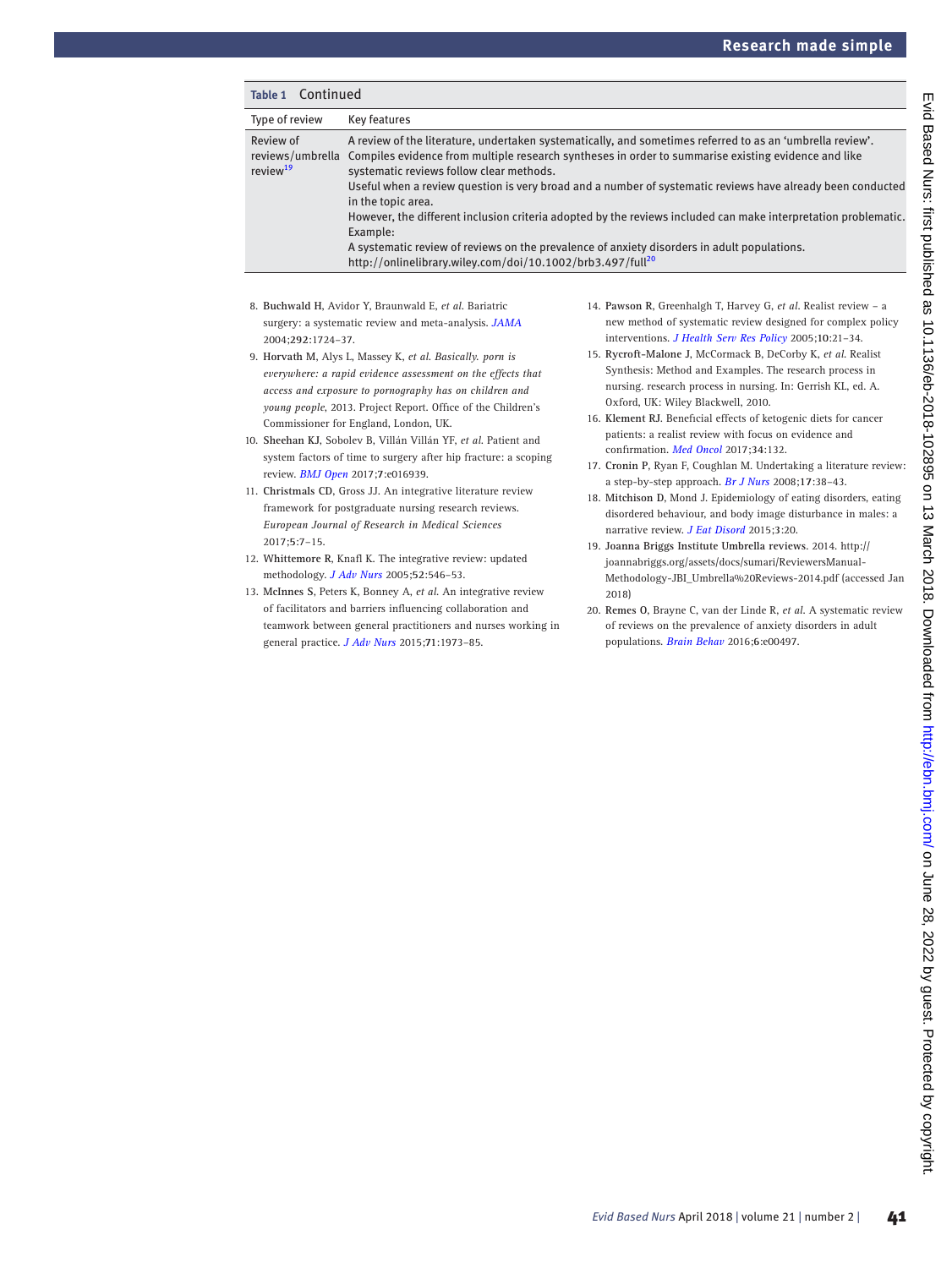**Table 1** Continued

| Type of review | Key features |
|---|---|
| Review of reviews/umbrella review[19] | A review of the literature, undertaken systematically, and sometimes referred to as an 'umbrella review'. Compiles evidence from multiple research syntheses in order to summarise existing evidence and like systematic reviews follow clear methods. Useful when a review question is very broad and a number of systematic reviews have already been conducted in the topic area. However, the different inclusion criteria adopted by the reviews included can make interpretation problematic. Example: A systematic review of reviews on the prevalence of anxiety disorders in adult populations. http://onlinelibrary.wiley.com/doi/10.1002/brb3.497/full[20] |

8. **Buchwald H**, Avidor Y, Braunwald E, *et al*. Bariatric surgery: a systematic review and meta-analysis. *JAMA* 2004;**292**:1724–37.
9. **Horvath M**, Alys L, Massey K, *et al*. *Basically. porn is everywhere: a rapid evidence assessment on the effects that access and exposure to pornography has on children and young people*, 2013. Project Report. Office of the Children's Commissioner for England, London, UK.
10. **Sheehan KJ**, Sobolev B, Villán Villán YF, *et al*. Patient and system factors of time to surgery after hip fracture: a scoping review. *BMJ Open* 2017;**7**:e016939.
11. **Christmals CD**, Gross JJ. An integrative literature review framework for postgraduate nursing research reviews. *European Journal of Research in Medical Sciences* 2017;**5**:7–15.
12. **Whittemore R**, Knafl K. The integrative review: updated methodology. *J Adv Nurs* 2005;**52**:546–53.
13. **McInnes S**, Peters K, Bonney A, *et al*. An integrative review of facilitators and barriers influencing collaboration and teamwork between general practitioners and nurses working in general practice. *J Adv Nurs* 2015;**71**:1973–85.
14. **Pawson R**, Greenhalgh T, Harvey G, *et al*. Realist review – a new method of systematic review designed for complex policy interventions. *J Health Serv Res Policy* 2005;**10**:21–34.
15. **Rycroft-Malone J**, McCormack B, DeCorby K, *et al*. Realist Synthesis: Method and Examples. The research process in nursing. research process in nursing. In: Gerrish KL, ed. A. Oxford, UK: Wiley Blackwell, 2010.
16. **Klement RJ**. Beneficial effects of ketogenic diets for cancer patients: a realist review with focus on evidence and confirmation. *Med Oncol* 2017;**34**:132.
17. **Cronin P**, Ryan F, Coughlan M. Undertaking a literature review: a step-by-step approach. *Br J Nurs* 2008;**17**:38–43.
18. **Mitchison D**, Mond J. Epidemiology of eating disorders, eating disordered behaviour, and body image disturbance in males: a narrative review. *J Eat Disord* 2015;**3**:20.
19. **Joanna Briggs Institute Umbrella reviews**. 2014. http://joannabriggs.org/assets/docs/sumari/ReviewersManual-Methodology-JBI_Umbrella%20Reviews-2014.pdf (accessed Jan 2018)
20. **Remes O**, Brayne C, van der Linde R, *et al*. A systematic review of reviews on the prevalence of anxiety disorders in adult populations. *Brain Behav* 2016;**6**:e00497.